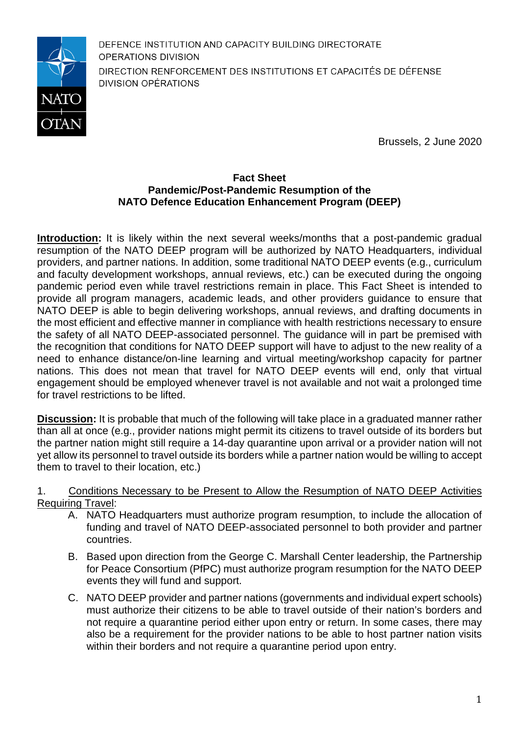DEFENCE INSTITUTION AND CAPACITY BUILDING DIRECTORATE
OPERATIONS DIVISION
DIRECTION RENFORCEMENT DES INSTITUTIONS ET CAPACITÉS DE DÉFENSE
DIVISION OPÉRATIONS

Brussels, 2 June 2020

**Fact Sheet**
**Pandemic/Post-Pandemic Resumption of the**
**NATO Defence Education Enhancement Program (DEEP)**

**Introduction:** It is likely within the next several weeks/months that a post-pandemic gradual resumption of the NATO DEEP program will be authorized by NATO Headquarters, individual providers, and partner nations. In addition, some traditional NATO DEEP events (e.g., curriculum and faculty development workshops, annual reviews, etc.) can be executed during the ongoing pandemic period even while travel restrictions remain in place. This Fact Sheet is intended to provide all program managers, academic leads, and other providers guidance to ensure that NATO DEEP is able to begin delivering workshops, annual reviews, and drafting documents in the most efficient and effective manner in compliance with health restrictions necessary to ensure the safety of all NATO DEEP-associated personnel. The guidance will in part be premised with the recognition that conditions for NATO DEEP support will have to adjust to the new reality of a need to enhance distance/on-line learning and virtual meeting/workshop capacity for partner nations. This does not mean that travel for NATO DEEP events will end, only that virtual engagement should be employed whenever travel is not available and not wait a prolonged time for travel restrictions to be lifted.

**Discussion:** It is probable that much of the following will take place in a graduated manner rather than all at once (e.g., provider nations might permit its citizens to travel outside of its borders but the partner nation might still require a 14-day quarantine upon arrival or a provider nation will not yet allow its personnel to travel outside its borders while a partner nation would be willing to accept them to travel to their location, etc.)

1. Conditions Necessary to be Present to Allow the Resumption of NATO DEEP Activities Requiring Travel:

   A. NATO Headquarters must authorize program resumption, to include the allocation of funding and travel of NATO DEEP-associated personnel to both provider and partner countries.

   B. Based upon direction from the George C. Marshall Center leadership, the Partnership for Peace Consortium (PfPC) must authorize program resumption for the NATO DEEP events they will fund and support.

   C. NATO DEEP provider and partner nations (governments and individual expert schools) must authorize their citizens to be able to travel outside of their nation's borders and not require a quarantine period either upon entry or return. In some cases, there may also be a requirement for the provider nations to be able to host partner nation visits within their borders and not require a quarantine period upon entry.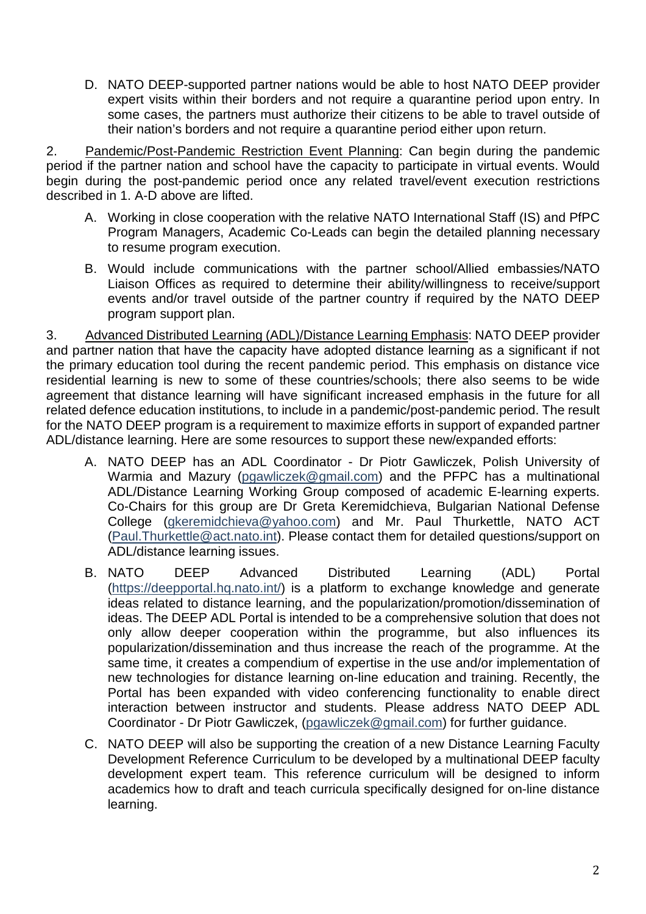D. NATO DEEP-supported partner nations would be able to host NATO DEEP provider expert visits within their borders and not require a quarantine period upon entry. In some cases, the partners must authorize their citizens to be able to travel outside of their nation's borders and not require a quarantine period either upon return.

2. Pandemic/Post-Pandemic Restriction Event Planning: Can begin during the pandemic period if the partner nation and school have the capacity to participate in virtual events. Would begin during the post-pandemic period once any related travel/event execution restrictions described in 1. A-D above are lifted.

A. Working in close cooperation with the relative NATO International Staff (IS) and PfPC Program Managers, Academic Co-Leads can begin the detailed planning necessary to resume program execution.

B. Would include communications with the partner school/Allied embassies/NATO Liaison Offices as required to determine their ability/willingness to receive/support events and/or travel outside of the partner country if required by the NATO DEEP program support plan.

3. Advanced Distributed Learning (ADL)/Distance Learning Emphasis: NATO DEEP provider and partner nation that have the capacity have adopted distance learning as a significant if not the primary education tool during the recent pandemic period. This emphasis on distance vice residential learning is new to some of these countries/schools; there also seems to be wide agreement that distance learning will have significant increased emphasis in the future for all related defence education institutions, to include in a pandemic/post-pandemic period. The result for the NATO DEEP program is a requirement to maximize efforts in support of expanded partner ADL/distance learning. Here are some resources to support these new/expanded efforts:

A. NATO DEEP has an ADL Coordinator - Dr Piotr Gawliczek, Polish University of Warmia and Mazury (pgawliczek@gmail.com) and the PFPC has a multinational ADL/Distance Learning Working Group composed of academic E-learning experts. Co-Chairs for this group are Dr Greta Keremidchieva, Bulgarian National Defense College (gkeremidchieva@yahoo.com) and Mr. Paul Thurkettle, NATO ACT (Paul.Thurkettle@act.nato.int). Please contact them for detailed questions/support on ADL/distance learning issues.

B. NATO DEEP Advanced Distributed Learning (ADL) Portal (https://deepportal.hq.nato.int/) is a platform to exchange knowledge and generate ideas related to distance learning, and the popularization/promotion/dissemination of ideas. The DEEP ADL Portal is intended to be a comprehensive solution that does not only allow deeper cooperation within the programme, but also influences its popularization/dissemination and thus increase the reach of the programme. At the same time, it creates a compendium of expertise in the use and/or implementation of new technologies for distance learning on-line education and training. Recently, the Portal has been expanded with video conferencing functionality to enable direct interaction between instructor and students. Please address NATO DEEP ADL Coordinator - Dr Piotr Gawliczek, (pgawliczek@gmail.com) for further guidance.

C. NATO DEEP will also be supporting the creation of a new Distance Learning Faculty Development Reference Curriculum to be developed by a multinational DEEP faculty development expert team. This reference curriculum will be designed to inform academics how to draft and teach curricula specifically designed for on-line distance learning.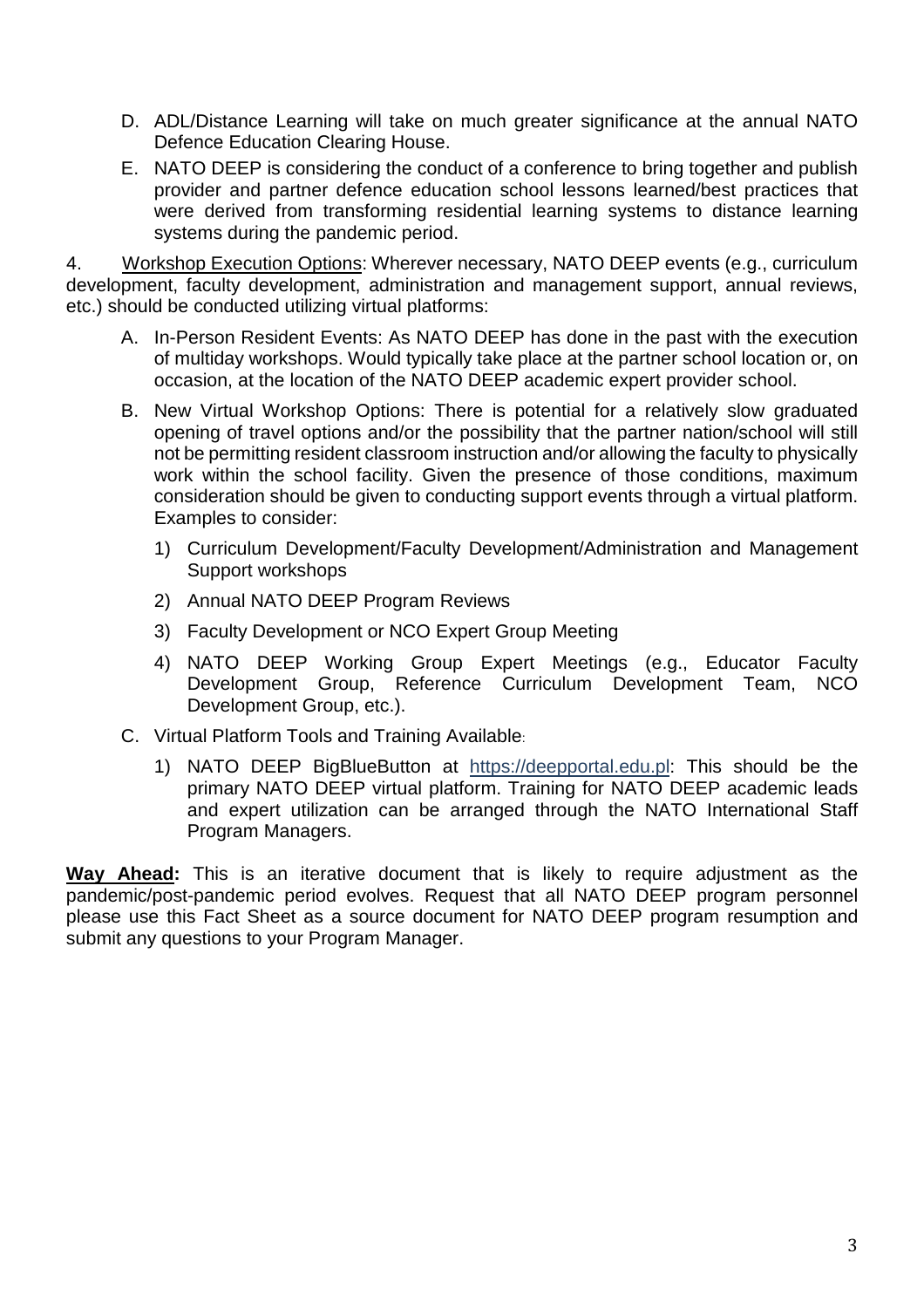D. ADL/Distance Learning will take on much greater significance at the annual NATO Defence Education Clearing House.

E. NATO DEEP is considering the conduct of a conference to bring together and publish provider and partner defence education school lessons learned/best practices that were derived from transforming residential learning systems to distance learning systems during the pandemic period.

4. Workshop Execution Options: Wherever necessary, NATO DEEP events (e.g., curriculum development, faculty development, administration and management support, annual reviews, etc.) should be conducted utilizing virtual platforms:

A. In-Person Resident Events: As NATO DEEP has done in the past with the execution of multiday workshops. Would typically take place at the partner school location or, on occasion, at the location of the NATO DEEP academic expert provider school.

B. New Virtual Workshop Options: There is potential for a relatively slow graduated opening of travel options and/or the possibility that the partner nation/school will still not be permitting resident classroom instruction and/or allowing the faculty to physically work within the school facility. Given the presence of those conditions, maximum consideration should be given to conducting support events through a virtual platform. Examples to consider:

1) Curriculum Development/Faculty Development/Administration and Management Support workshops
2) Annual NATO DEEP Program Reviews
3) Faculty Development or NCO Expert Group Meeting
4) NATO DEEP Working Group Expert Meetings (e.g., Educator Faculty Development Group, Reference Curriculum Development Team, NCO Development Group, etc.).

C. Virtual Platform Tools and Training Available:

1) NATO DEEP BigBlueButton at https://deepportal.edu.pl: This should be the primary NATO DEEP virtual platform. Training for NATO DEEP academic leads and expert utilization can be arranged through the NATO International Staff Program Managers.

**Way Ahead:** This is an iterative document that is likely to require adjustment as the pandemic/post-pandemic period evolves. Request that all NATO DEEP program personnel please use this Fact Sheet as a source document for NATO DEEP program resumption and submit any questions to your Program Manager.